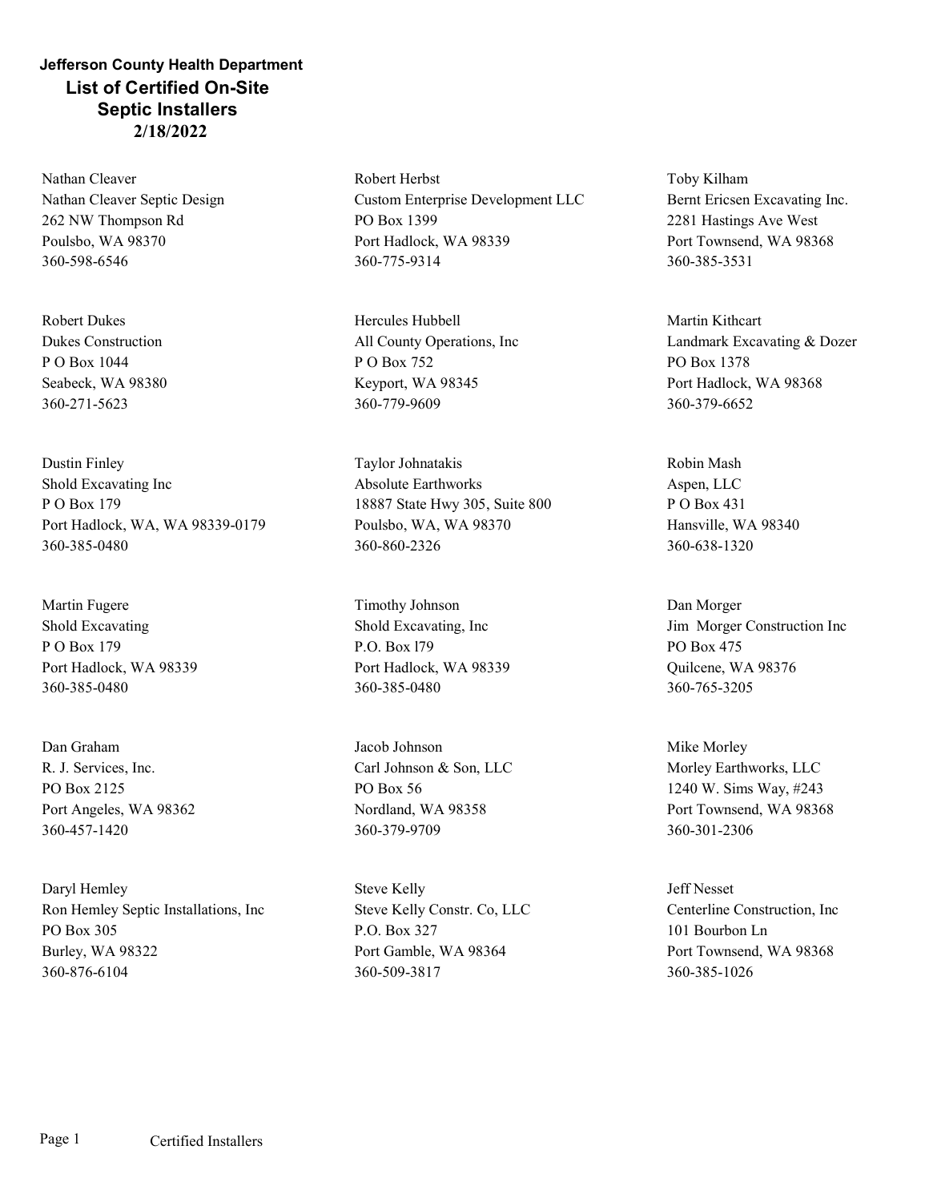**Jefferson County Health Department**

# List of Certified On-Site Septic Installers

**2/18/2022**

Nathan Cleaver
Nathan Cleaver Septic Design
262 NW Thompson Rd
Poulsbo, WA 98370
360-598-6546

Robert Dukes
Dukes Construction
P O Box 1044
Seabeck, WA 98380
360-271-5623

Dustin Finley
Shold Excavating Inc
P O Box 179
Port Hadlock, WA, WA 98339-0179
360-385-0480

Martin Fugere
Shold Excavating
P O Box 179
Port Hadlock, WA 98339
360-385-0480

Dan Graham
R. J. Services, Inc.
PO Box 2125
Port Angeles, WA 98362
360-457-1420

Daryl Hemley
Ron Hemley Septic Installations, Inc
PO Box 305
Burley, WA 98322
360-876-6104

Robert Herbst
Custom Enterprise Development LLC
PO Box 1399
Port Hadlock, WA 98339
360-775-9314

Hercules Hubbell
All County Operations, Inc
P O Box 752
Keyport, WA 98345
360-779-9609

Taylor Johnatakis
Absolute Earthworks
18887 State Hwy 305, Suite 800
Poulsbo, WA, WA 98370
360-860-2326

Timothy Johnson
Shold Excavating, Inc
P.O. Box l79
Port Hadlock, WA 98339
360-385-0480

Jacob Johnson
Carl Johnson & Son, LLC
PO Box 56
Nordland, WA 98358
360-379-9709

Steve Kelly
Steve Kelly Constr. Co, LLC
P.O. Box 327
Port Gamble, WA 98364
360-509-3817

Toby Kilham
Bernt Ericsen Excavating Inc.
2281 Hastings Ave West
Port Townsend, WA 98368
360-385-3531

Martin Kithcart
Landmark Excavating & Dozer
PO Box 1378
Port Hadlock, WA 98368
360-379-6652

Robin Mash
Aspen, LLC
P O Box 431
Hansville, WA 98340
360-638-1320

Dan Morger
Jim Morger Construction Inc
PO Box 475
Quilcene, WA 98376
360-765-3205

Mike Morley
Morley Earthworks, LLC
1240 W. Sims Way, #243
Port Townsend, WA 98368
360-301-2306

Jeff Nesset
Centerline Construction, Inc
101 Bourbon Ln
Port Townsend, WA 98368
360-385-1026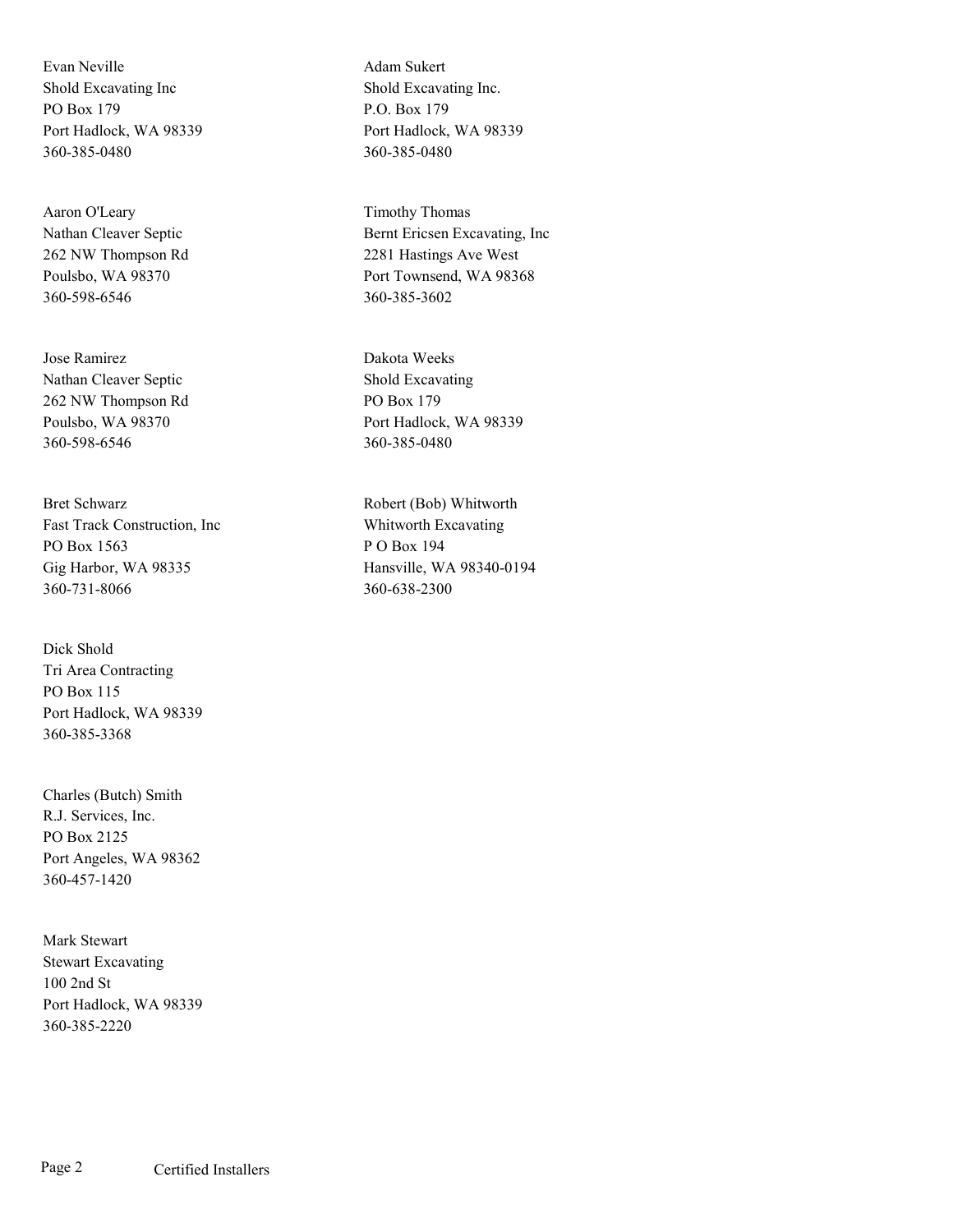Evan Neville
Shold Excavating Inc
PO Box 179
Port Hadlock, WA 98339
360-385-0480

Aaron O'Leary
Nathan Cleaver Septic
262 NW Thompson Rd
Poulsbo, WA 98370
360-598-6546

Jose Ramirez
Nathan Cleaver Septic
262 NW Thompson Rd
Poulsbo, WA 98370
360-598-6546

Bret Schwarz
Fast Track Construction, Inc
PO Box 1563
Gig Harbor, WA 98335
360-731-8066

Dick Shold
Tri Area Contracting
PO Box 115
Port Hadlock, WA 98339
360-385-3368

Charles (Butch) Smith
R.J. Services, Inc.
PO Box 2125
Port Angeles, WA 98362
360-457-1420

Mark Stewart
Stewart Excavating
100 2nd St
Port Hadlock, WA 98339
360-385-2220

Adam Sukert
Shold Excavating Inc.
P.O. Box 179
Port Hadlock, WA 98339
360-385-0480

Timothy Thomas
Bernt Ericsen Excavating, Inc
2281 Hastings Ave West
Port Townsend, WA 98368
360-385-3602

Dakota Weeks
Shold Excavating
PO Box 179
Port Hadlock, WA 98339
360-385-0480

Robert (Bob) Whitworth
Whitworth Excavating
P O Box 194
Hansville, WA 98340-0194
360-638-2300